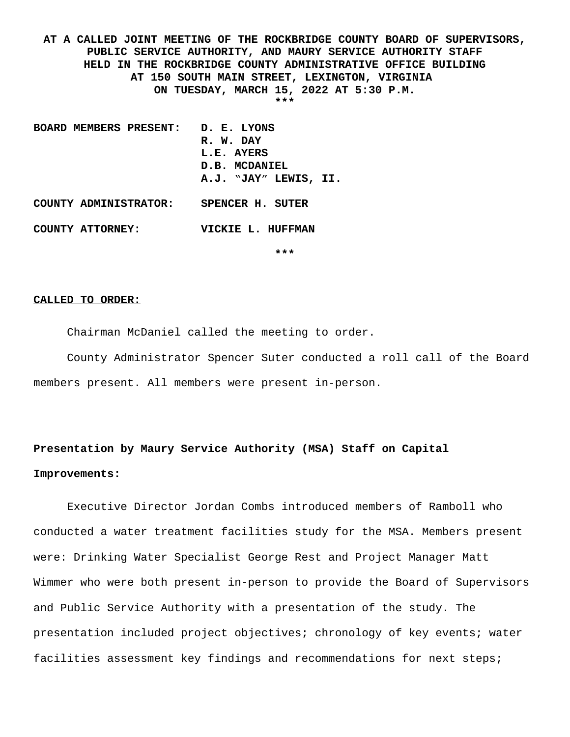**AT A CALLED JOINT MEETING OF THE ROCKBRIDGE COUNTY BOARD OF SUPERVISORS, PUBLIC SERVICE AUTHORITY, AND MAURY SERVICE AUTHORITY STAFF HELD IN THE ROCKBRIDGE COUNTY ADMINISTRATIVE OFFICE BUILDING AT 150 SOUTH MAIN STREET, LEXINGTON, VIRGINIA ON TUESDAY, MARCH 15, 2022 AT 5:30 P.M.**

***

**BOARD MEMBERS PRESENT:** **D. E. LYONS**
**R. W. DAY**
**L.E. AYERS**
**D.B. MCDANIEL**
**A.J. "JAY" LEWIS, II.**

**COUNTY ADMINISTRATOR:** **SPENCER H. SUTER**

**COUNTY ATTORNEY:** **VICKIE L. HUFFMAN**

***

**<u>CALLED TO ORDER:</u>**

Chairman McDaniel called the meeting to order.

County Administrator Spencer Suter conducted a roll call of the Board members present. All members were present in-person.

**Presentation by Maury Service Authority (MSA) Staff on Capital Improvements:**

Executive Director Jordan Combs introduced members of Ramboll who conducted a water treatment facilities study for the MSA. Members present were: Drinking Water Specialist George Rest and Project Manager Matt Wimmer who were both present in-person to provide the Board of Supervisors and Public Service Authority with a presentation of the study. The presentation included project objectives; chronology of key events; water facilities assessment key findings and recommendations for next steps;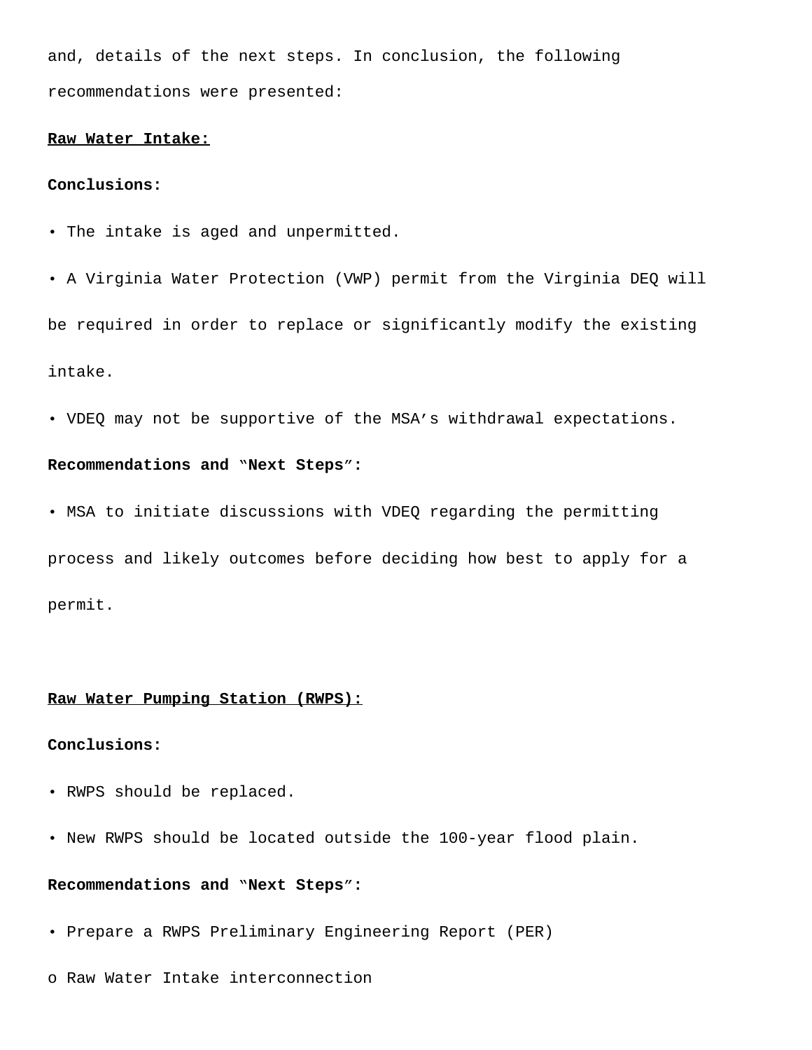and, details of the next steps. In conclusion, the following recommendations were presented:

**Raw Water Intake:**

**Conclusions:**

- The intake is aged and unpermitted.
- A Virginia Water Protection (VWP) permit from the Virginia DEQ will be required in order to replace or significantly modify the existing intake.
- VDEQ may not be supportive of the MSA's withdrawal expectations.

**Recommendations and "Next Steps":**

- MSA to initiate discussions with VDEQ regarding the permitting process and likely outcomes before deciding how best to apply for a permit.

**Raw Water Pumping Station (RWPS):**

**Conclusions:**

- RWPS should be replaced.
- New RWPS should be located outside the 100-year flood plain.

**Recommendations and "Next Steps":**

- Prepare a RWPS Preliminary Engineering Report (PER)
  - Raw Water Intake interconnection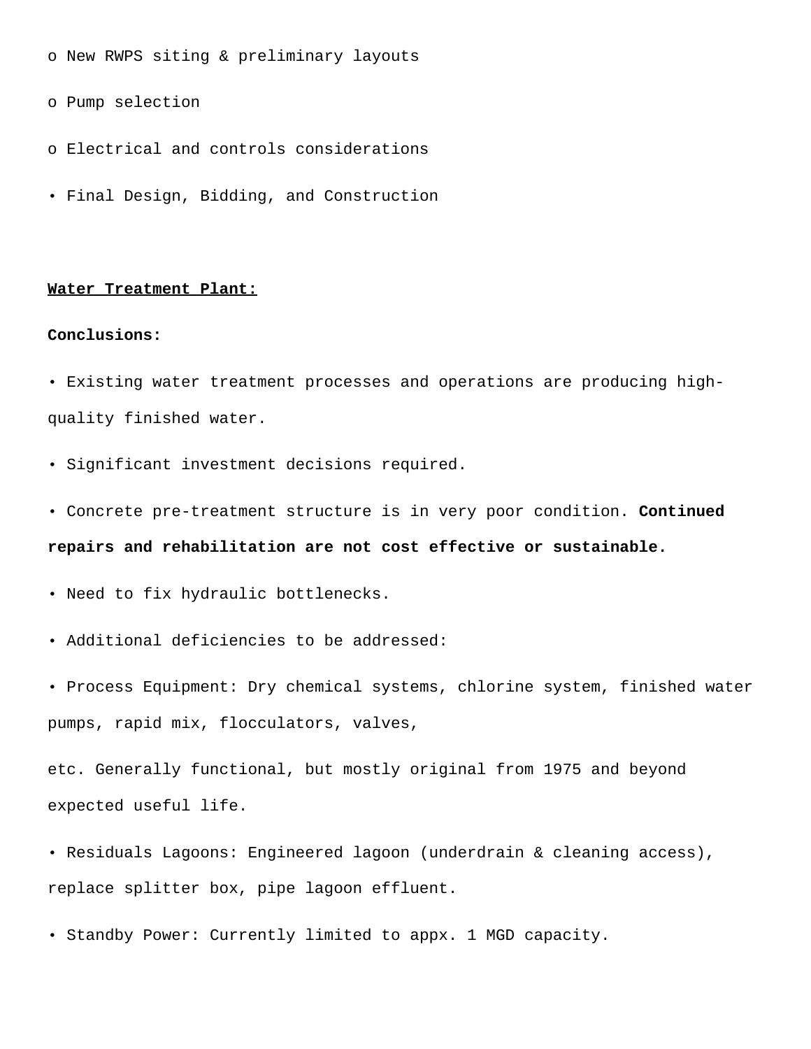- New RWPS siting & preliminary layouts
- Pump selection
- Electrical and controls considerations

• Final Design, Bidding, and Construction

**<u>Water Treatment Plant:</u>**

**Conclusions:**

• Existing water treatment processes and operations are producing high-quality finished water.

• Significant investment decisions required.

• Concrete pre-treatment structure is in very poor condition. **Continued repairs and rehabilitation are not cost effective or sustainable.**

• Need to fix hydraulic bottlenecks.

• Additional deficiencies to be addressed:

• Process Equipment: Dry chemical systems, chlorine system, finished water pumps, rapid mix, flocculators, valves,

etc. Generally functional, but mostly original from 1975 and beyond expected useful life.

• Residuals Lagoons: Engineered lagoon (underdrain & cleaning access), replace splitter box, pipe lagoon effluent.

• Standby Power: Currently limited to appx. 1 MGD capacity.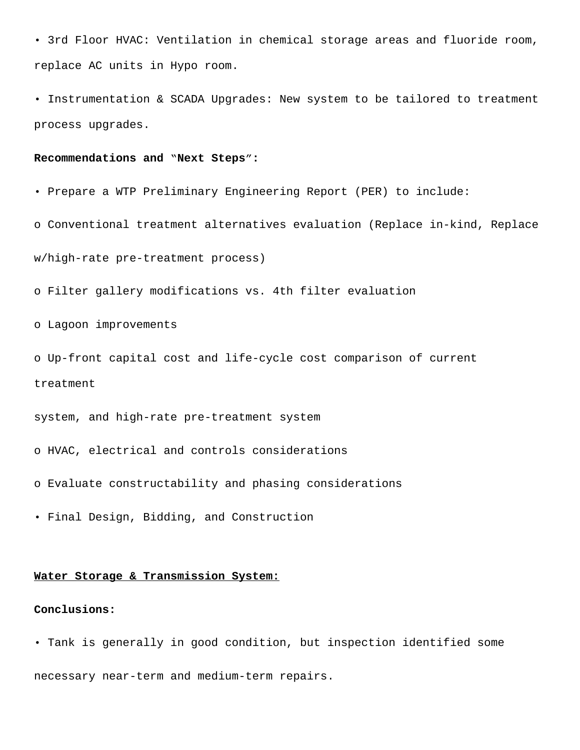- 3rd Floor HVAC: Ventilation in chemical storage areas and fluoride room, replace AC units in Hypo room.
- Instrumentation & SCADA Upgrades: New system to be tailored to treatment process upgrades.

**Recommendations and “Next Steps”:**

- Prepare a WTP Preliminary Engineering Report (PER) to include:
  - Conventional treatment alternatives evaluation (Replace in-kind, Replace w/high-rate pre-treatment process)
  - Filter gallery modifications vs. 4th filter evaluation
  - Lagoon improvements
  - Up-front capital cost and life-cycle cost comparison of current treatment system, and high-rate pre-treatment system
  - HVAC, electrical and controls considerations
  - Evaluate constructability and phasing considerations
- Final Design, Bidding, and Construction

**<u>Water Storage & Transmission System:</u>**

**Conclusions:**

- Tank is generally in good condition, but inspection identified some necessary near-term and medium-term repairs.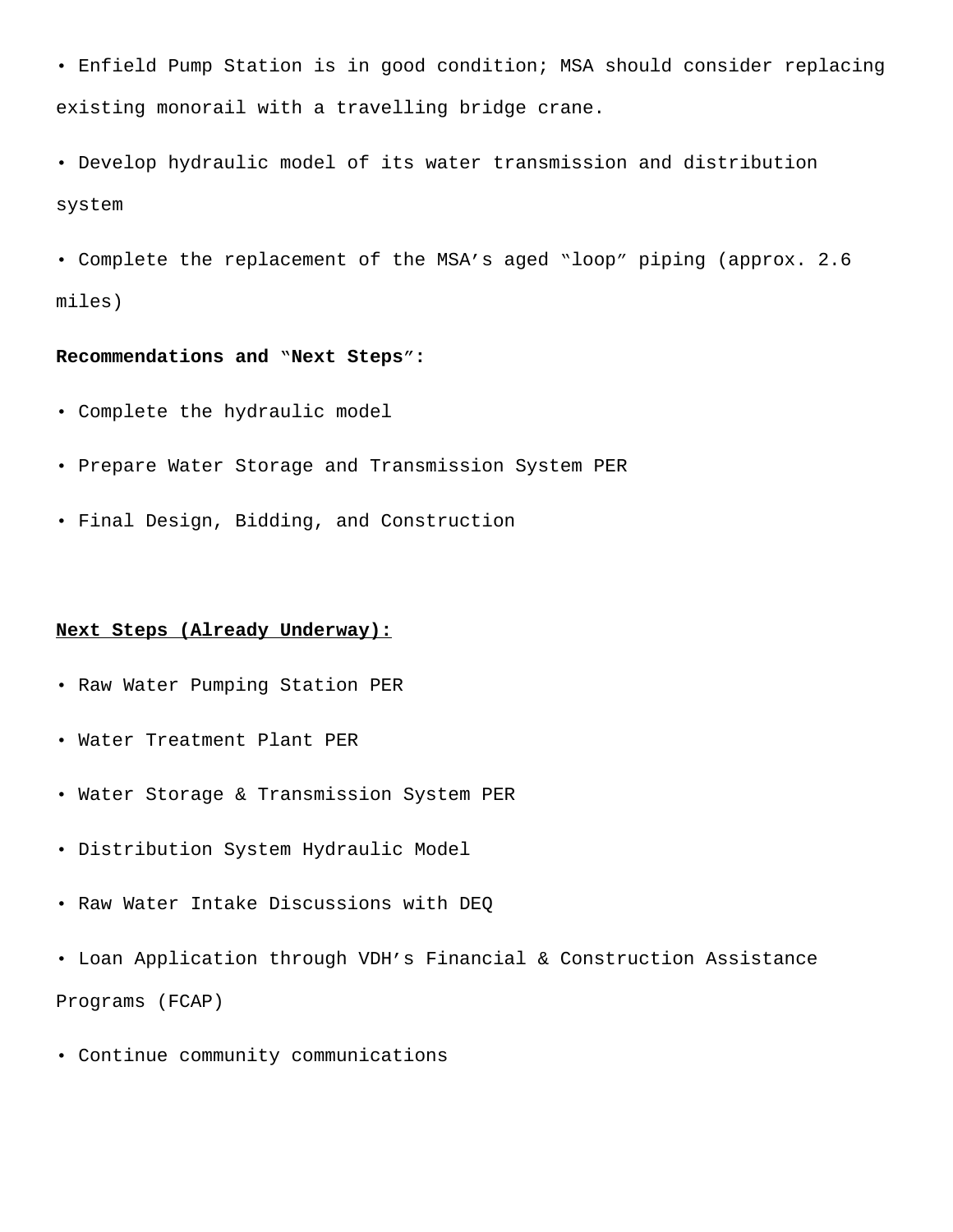- Enfield Pump Station is in good condition; MSA should consider replacing existing monorail with a travelling bridge crane.
- Develop hydraulic model of its water transmission and distribution system
- Complete the replacement of the MSA's aged "loop" piping (approx. 2.6 miles)

**Recommendations and "Next Steps":**

- Complete the hydraulic model
- Prepare Water Storage and Transmission System PER
- Final Design, Bidding, and Construction

**<u>Next Steps (Already Underway):</u>**

- Raw Water Pumping Station PER
- Water Treatment Plant PER
- Water Storage & Transmission System PER
- Distribution System Hydraulic Model
- Raw Water Intake Discussions with DEQ
- Loan Application through VDH's Financial & Construction Assistance Programs (FCAP)
- Continue community communications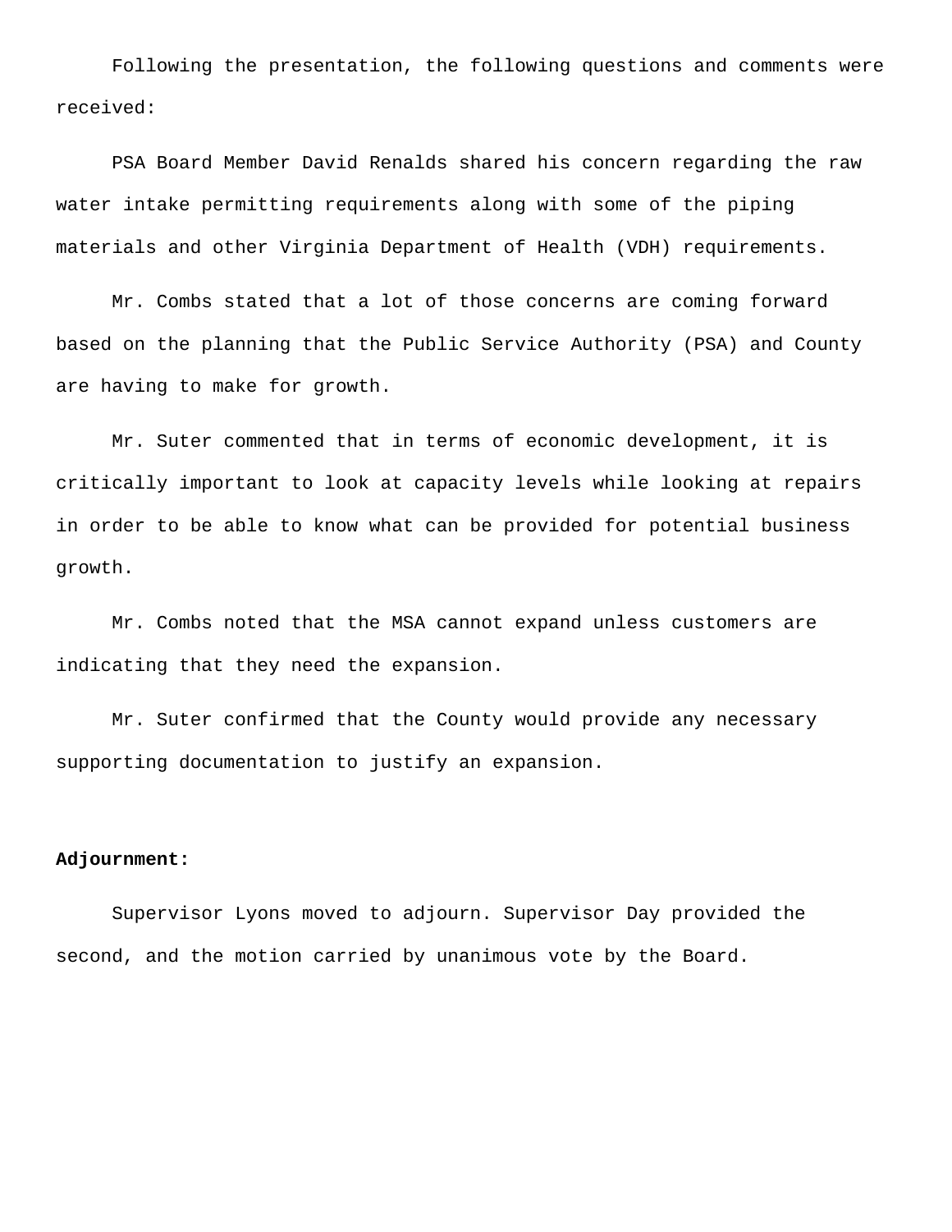Following the presentation, the following questions and comments were received:

PSA Board Member David Renalds shared his concern regarding the raw water intake permitting requirements along with some of the piping materials and other Virginia Department of Health (VDH) requirements.

Mr. Combs stated that a lot of those concerns are coming forward based on the planning that the Public Service Authority (PSA) and County are having to make for growth.

Mr. Suter commented that in terms of economic development, it is critically important to look at capacity levels while looking at repairs in order to be able to know what can be provided for potential business growth.

Mr. Combs noted that the MSA cannot expand unless customers are indicating that they need the expansion.

Mr. Suter confirmed that the County would provide any necessary supporting documentation to justify an expansion.

**Adjournment:**

Supervisor Lyons moved to adjourn. Supervisor Day provided the second, and the motion carried by unanimous vote by the Board.